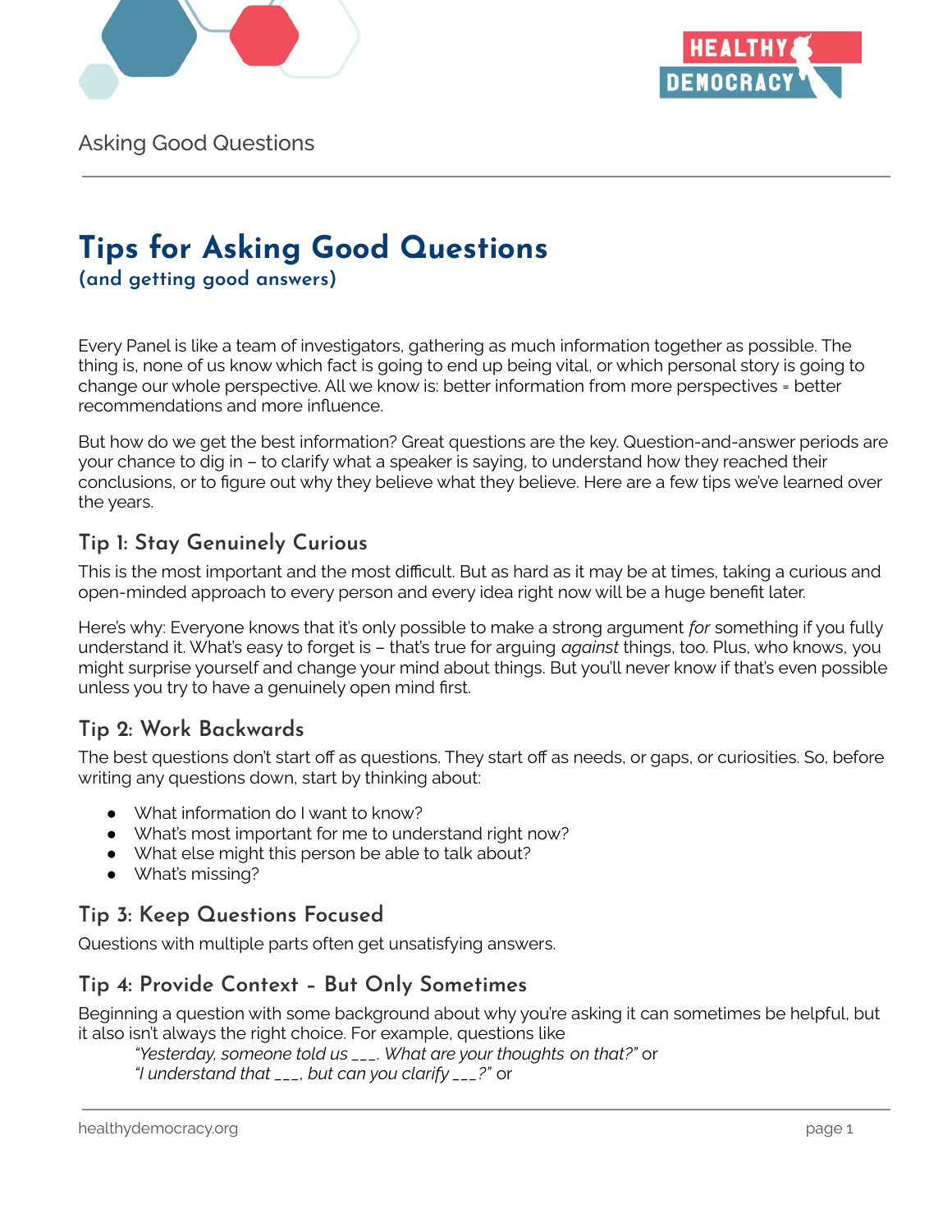# Tips for Asking Good Questions

**(and getting good answers)**

Every Panel is like a team of investigators, gathering as much information together as possible. The thing is, none of us know which fact is going to end up being vital, or which personal story is going to change our whole perspective. All we know is: better information from more perspectives = better recommendations and more influence.

But how do we get the best information? Great questions are the key. Question-and-answer periods are your chance to dig in – to clarify what a speaker is saying, to understand how they reached their conclusions, or to figure out why they believe what they believe. Here are a few tips we've learned over the years.

## Tip 1: Stay Genuinely Curious

This is the most important and the most difficult. But as hard as it may be at times, taking a curious and open-minded approach to every person and every idea right now will be a huge benefit later.

Here's why: Everyone knows that it's only possible to make a strong argument *for* something if you fully understand it. What's easy to forget is – that's true for arguing *against* things, too. Plus, who knows, you might surprise yourself and change your mind about things. But you'll never know if that's even possible unless you try to have a genuinely open mind first.

## Tip 2: Work Backwards

The best questions don't start off as questions. They start off as needs, or gaps, or curiosities. So, before writing any questions down, start by thinking about:

- What information do I want to know?
- What's most important for me to understand right now?
- What else might this person be able to talk about?
- What's missing?

## Tip 3: Keep Questions Focused

Questions with multiple parts often get unsatisfying answers.

## Tip 4: Provide Context – But Only Sometimes

Beginning a question with some background about why you're asking it can sometimes be helpful, but it also isn't always the right choice. For example, questions like

> *"Yesterday, someone told us ___. What are your thoughts on that?"* or
> *"I understand that ___, but can you clarify ___?"* or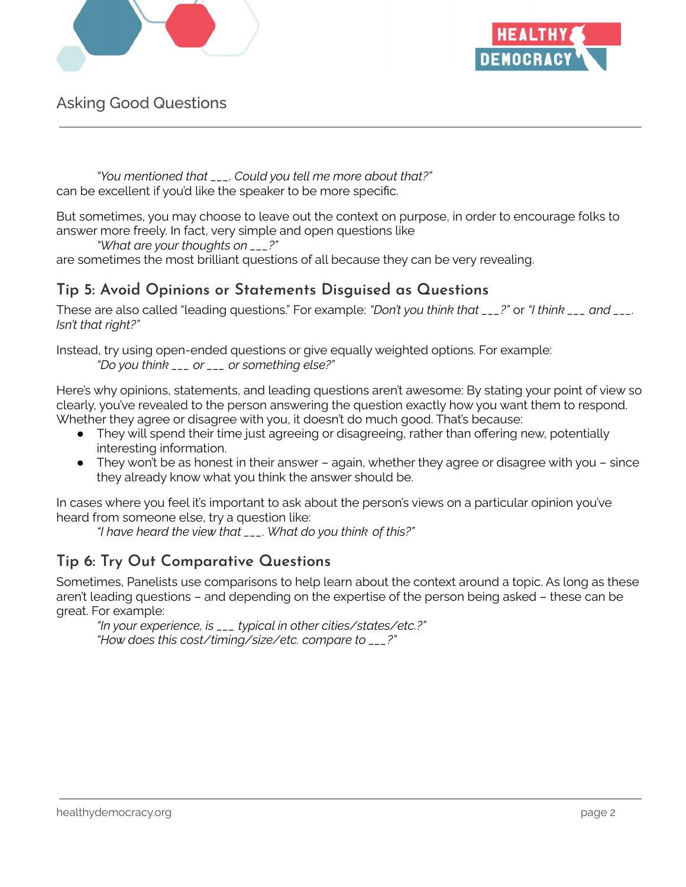*"You mentioned that ___. Could you tell me more about that?"*
can be excellent if you'd like the speaker to be more specific.

But sometimes, you may choose to leave out the context on purpose, in order to encourage folks to answer more freely. In fact, very simple and open questions like

*"What are your thoughts on ___?"*

are sometimes the most brilliant questions of all because they can be very revealing.

## Tip 5: Avoid Opinions or Statements Disguised as Questions

These are also called "leading questions." For example: *"Don't you think that ___?"* or *"I think ___ and ___. Isn't that right?"*

Instead, try using open-ended questions or give equally weighted options. For example:

*"Do you think ___ or ___ or something else?"*

Here's why opinions, statements, and leading questions aren't awesome: By stating your point of view so clearly, you've revealed to the person answering the question exactly how you want them to respond. Whether they agree or disagree with you, it doesn't do much good. That's because:

- They will spend their time just agreeing or disagreeing, rather than offering new, potentially interesting information.
- They won't be as honest in their answer – again, whether they agree or disagree with you – since they already know what you think the answer should be.

In cases where you feel it's important to ask about the person's views on a particular opinion you've heard from someone else, try a question like:

*"I have heard the view that ___. What do you think of this?"*

## Tip 6: Try Out Comparative Questions

Sometimes, Panelists use comparisons to help learn about the context around a topic. As long as these aren't leading questions – and depending on the expertise of the person being asked – these can be great. For example:

*"In your experience, is ___ typical in other cities/states/etc.?"*
*"How does this cost/timing/size/etc. compare to ___?"*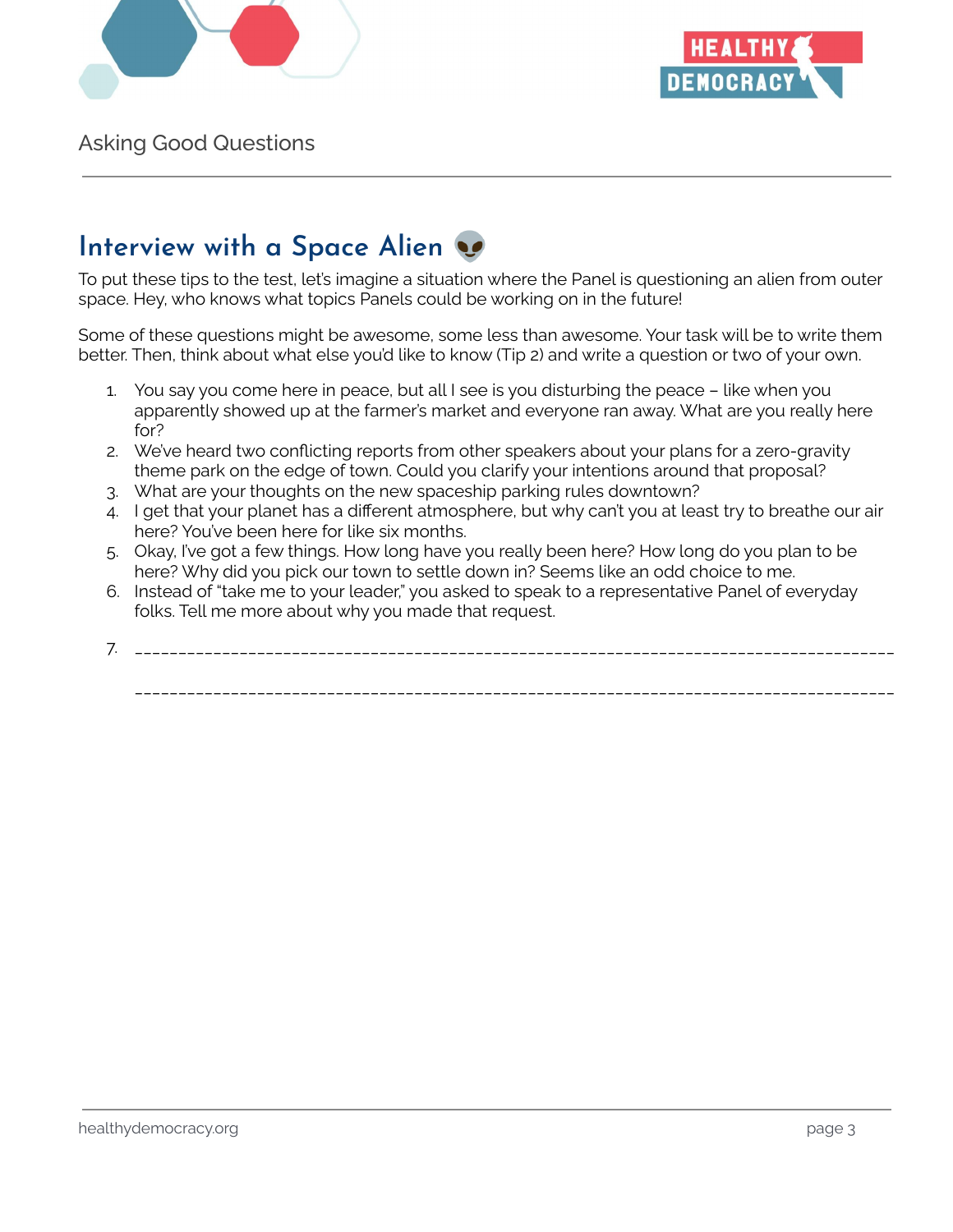## Interview with a Space Alien 👽

To put these tips to the test, let's imagine a situation where the Panel is questioning an alien from outer space. Hey, who knows what topics Panels could be working on in the future!

Some of these questions might be awesome, some less than awesome. Your task will be to write them better. Then, think about what else you'd like to know (Tip 2) and write a question or two of your own.

1. You say you come here in peace, but all I see is you disturbing the peace – like when you apparently showed up at the farmer's market and everyone ran away. What are you really here for?
2. We've heard two conflicting reports from other speakers about your plans for a zero-gravity theme park on the edge of town. Could you clarify your intentions around that proposal?
3. What are your thoughts on the new spaceship parking rules downtown?
4. I get that your planet has a different atmosphere, but why can't you at least try to breathe our air here? You've been here for like six months.
5. Okay, I've got a few things. How long have you really been here? How long do you plan to be here? Why did you pick our town to settle down in? Seems like an odd choice to me.
6. Instead of "take me to your leader," you asked to speak to a representative Panel of everyday folks. Tell me more about why you made that request.
7. ______________________________________________________________________

   ______________________________________________________________________